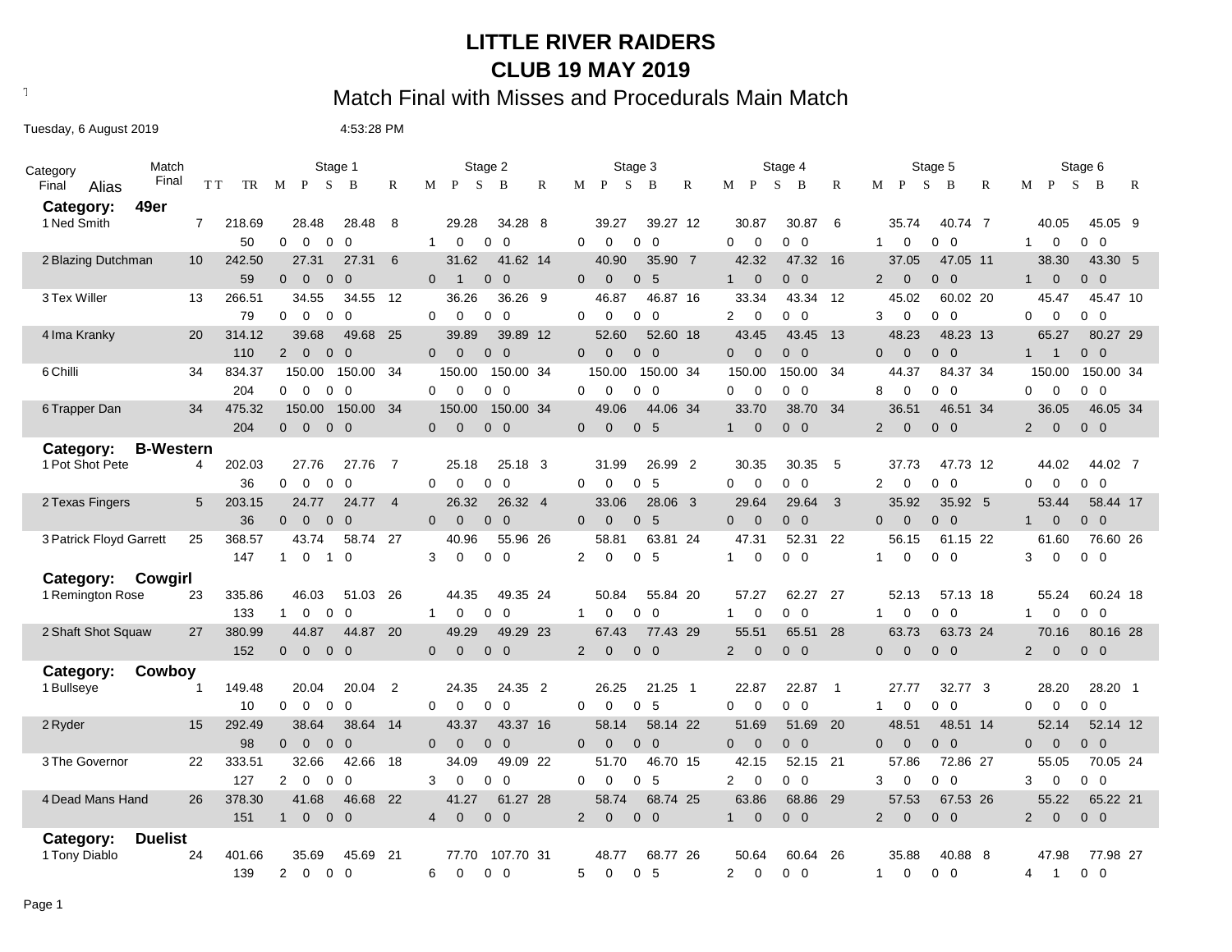# LITTLE RIVER RAIDERS
# CLUB 19 MAY 2019
## Match Final with Misses and Procedurals Main Match

Tuesday, 6 August 2019 4:53:28 PM

| Category Final | Alias | Match Final | TT TR | Stage 1 M P S B | | R | Stage 2 M P S B | | R | Stage 3 M P S B | | R | Stage 4 M P S B | | R | Stage 5 M P S B | | R | Stage 6 M P S B | | R |
|---|---|---|---|---|---|---|---|---|---|---|---|---|---|---|---|---|---|---|---|---|---|---|---|
| **Category: 49er** | | | | | | | | | | | | | | | | | | | | | | | |
| 1 | Ned Smith | 7 | 218.69 | 28.48 | 28.48 | 8 | 29.28 | 34.28 | 8 | 39.27 | 39.27 | 12 | 30.87 | 30.87 | 6 | 35.74 | 40.74 | 7 | 40.05 | 45.05 | 9 |
| | | | 50 | 0 0 0 0 | | | 1 0 0 0 | | | 0 0 0 0 | | | 0 0 0 0 | | | 1 0 0 0 | | | 1 0 0 0 | | |
| 2 | Blazing Dutchman | 10 | 242.50 | 27.31 | 27.31 | 6 | 31.62 | 41.62 | 14 | 40.90 | 35.90 | 7 | 42.32 | 47.32 | 16 | 37.05 | 47.05 | 11 | 38.30 | 43.30 | 5 |
| | | | 59 | 0 0 0 0 | | | 0 1 0 0 | | | 0 0 0 5 | | | 1 0 0 0 | | | 2 0 0 0 | | | 1 0 0 0 | | |
| 3 | Tex Willer | 13 | 266.51 | 34.55 | 34.55 | 12 | 36.26 | 36.26 | 9 | 46.87 | 46.87 | 16 | 33.34 | 43.34 | 12 | 45.02 | 60.02 | 20 | 45.47 | 45.47 | 10 |
| | | | 79 | 0 0 0 0 | | | 0 0 0 0 | | | 0 0 0 0 | | | 2 0 0 0 | | | 3 0 0 0 | | | 0 0 0 0 | | |
| 4 | Ima Kranky | 20 | 314.12 | 39.68 | 49.68 | 25 | 39.89 | 39.89 | 12 | 52.60 | 52.60 | 18 | 43.45 | 43.45 | 13 | 48.23 | 48.23 | 13 | 65.27 | 80.27 | 29 |
| | | | 110 | 2 0 0 0 | | | 0 0 0 0 | | | 0 0 0 0 | | | 0 0 0 0 | | | 0 0 0 0 | | | 1 1 0 0 | | |
| 6 | Chilli | 34 | 834.37 | 150.00 | 150.00 | 34 | 150.00 | 150.00 | 34 | 150.00 | 150.00 | 34 | 150.00 | 150.00 | 34 | 44.37 | 84.37 | 34 | 150.00 | 150.00 | 34 |
| | | | 204 | 0 0 0 0 | | | 0 0 0 0 | | | 0 0 0 0 | | | 0 0 0 0 | | | 8 0 0 0 | | | 0 0 0 0 | | |
| 6 | Trapper Dan | 34 | 475.32 | 150.00 | 150.00 | 34 | 150.00 | 150.00 | 34 | 49.06 | 44.06 | 34 | 33.70 | 38.70 | 34 | 36.51 | 46.51 | 34 | 36.05 | 46.05 | 34 |
| | | | 204 | 0 0 0 0 | | | 0 0 0 0 | | | 0 0 0 5 | | | 1 0 0 0 | | | 2 0 0 0 | | | 2 0 0 0 | | |
| **Category: B-Western** | | | | | | | | | | | | | | | | | | | | | | | |
| 1 | Pot Shot Pete | 4 | 202.03 | 27.76 | 27.76 | 7 | 25.18 | 25.18 | 3 | 31.99 | 26.99 | 2 | 30.35 | 30.35 | 5 | 37.73 | 47.73 | 12 | 44.02 | 44.02 | 7 |
| | | | 36 | 0 0 0 0 | | | 0 0 0 0 | | | 0 0 0 5 | | | 0 0 0 0 | | | 2 0 0 0 | | | 0 0 0 0 | | |
| 2 | Texas Fingers | 5 | 203.15 | 24.77 | 24.77 | 4 | 26.32 | 26.32 | 4 | 33.06 | 28.06 | 3 | 29.64 | 29.64 | 3 | 35.92 | 35.92 | 5 | 53.44 | 58.44 | 17 |
| | | | 36 | 0 0 0 0 | | | 0 0 0 0 | | | 0 0 0 5 | | | 0 0 0 0 | | | 0 0 0 0 | | | 1 0 0 0 | | |
| 3 | Patrick Floyd Garrett | 25 | 368.57 | 43.74 | 58.74 | 27 | 40.96 | 55.96 | 26 | 58.81 | 63.81 | 24 | 47.31 | 52.31 | 22 | 56.15 | 61.15 | 22 | 61.60 | 76.60 | 26 |
| | | | 147 | 1 0 1 0 | | | 3 0 0 0 | | | 2 0 0 5 | | | 1 0 0 0 | | | 1 0 0 0 | | | 3 0 0 0 | | |
| **Category: Cowgirl** | | | | | | | | | | | | | | | | | | | | | | | |
| 1 | Remington Rose | 23 | 335.86 | 46.03 | 51.03 | 26 | 44.35 | 49.35 | 24 | 50.84 | 55.84 | 20 | 57.27 | 62.27 | 27 | 52.13 | 57.13 | 18 | 55.24 | 60.24 | 18 |
| | | | 133 | 1 0 0 0 | | | 1 0 0 0 | | | 1 0 0 0 | | | 1 0 0 0 | | | 1 0 0 0 | | | 1 0 0 0 | | |
| 2 | Shaft Shot Squaw | 27 | 380.99 | 44.87 | 44.87 | 20 | 49.29 | 49.29 | 23 | 67.43 | 77.43 | 29 | 55.51 | 65.51 | 28 | 63.73 | 63.73 | 24 | 70.16 | 80.16 | 28 |
| | | | 152 | 0 0 0 0 | | | 0 0 0 0 | | | 2 0 0 0 | | | 2 0 0 0 | | | 0 0 0 0 | | | 2 0 0 0 | | |
| **Category: Cowboy** | | | | | | | | | | | | | | | | | | | | | | | |
| 1 | Bullseye | 1 | 149.48 | 20.04 | 20.04 | 2 | 24.35 | 24.35 | 2 | 26.25 | 21.25 | 1 | 22.87 | 22.87 | 1 | 27.77 | 32.77 | 3 | 28.20 | 28.20 | 1 |
| | | | 10 | 0 0 0 0 | | | 0 0 0 0 | | | 0 0 0 5 | | | 0 0 0 0 | | | 1 0 0 0 | | | 0 0 0 0 | | |
| 2 | Ryder | 15 | 292.49 | 38.64 | 38.64 | 14 | 43.37 | 43.37 | 16 | 58.14 | 58.14 | 22 | 51.69 | 51.69 | 20 | 48.51 | 48.51 | 14 | 52.14 | 52.14 | 12 |
| | | | 98 | 0 0 0 0 | | | 0 0 0 0 | | | 0 0 0 0 | | | 0 0 0 0 | | | 0 0 0 0 | | | 0 0 0 0 | | |
| 3 | The Governor | 22 | 333.51 | 32.66 | 42.66 | 18 | 34.09 | 49.09 | 22 | 51.70 | 46.70 | 15 | 42.15 | 52.15 | 21 | 57.86 | 72.86 | 27 | 55.05 | 70.05 | 24 |
| | | | 127 | 2 0 0 0 | | | 3 0 0 0 | | | 0 0 0 5 | | | 2 0 0 0 | | | 3 0 0 0 | | | 3 0 0 0 | | |
| 4 | Dead Mans Hand | 26 | 378.30 | 41.68 | 46.68 | 22 | 41.27 | 61.27 | 28 | 58.74 | 68.74 | 25 | 63.86 | 68.86 | 29 | 57.53 | 67.53 | 26 | 55.22 | 65.22 | 21 |
| | | | 151 | 1 0 0 0 | | | 4 0 0 0 | | | 2 0 0 0 | | | 1 0 0 0 | | | 2 0 0 0 | | | 2 0 0 0 | | |
| **Category: Duelist** | | | | | | | | | | | | | | | | | | | | | | | |
| 1 | Tony Diablo | 24 | 401.66 | 35.69 | 45.69 | 21 | 77.70 | 107.70 | 31 | 48.77 | 68.77 | 26 | 50.64 | 60.64 | 26 | 35.88 | 40.88 | 8 | 47.98 | 77.98 | 27 |
| | | | 139 | 2 0 0 0 | | | 6 0 0 0 | | | 5 0 0 5 | | | 2 0 0 0 | | | 1 0 0 0 | | | 4 1 0 0 | | |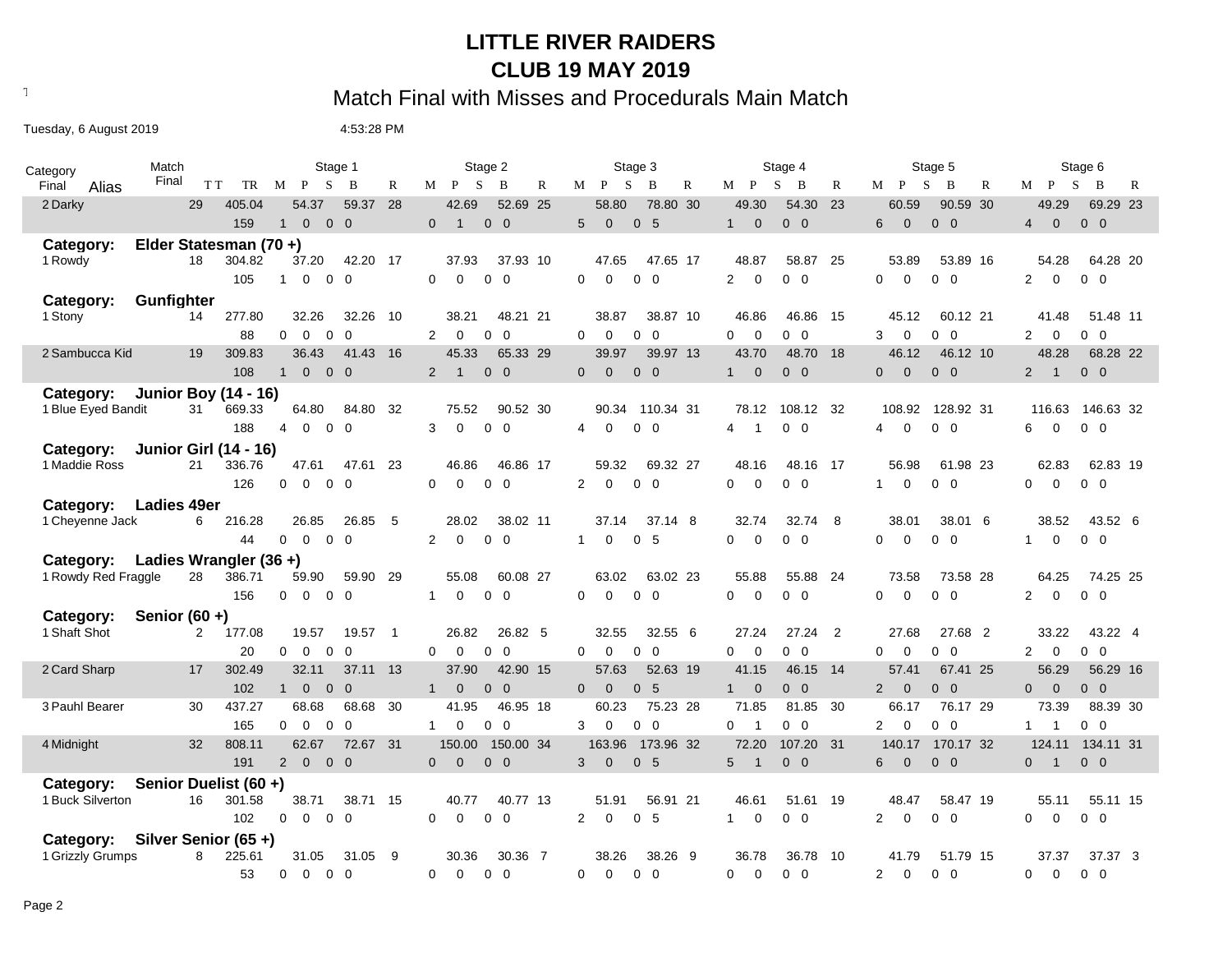# LITTLE RIVER RAIDERS

## CLUB 19 MAY 2019

### Match Final with Misses and Procedurals Main Match

Tuesday, 6 August 2019 4:53:28 PM

| Category Final Alias | Match Final | TT TR | Stage 1 M P S B | | R | Stage 2 M P S B | | R | Stage 3 M P S B | | R | Stage 4 M P S B | | R | Stage 5 M P S B | | R | Stage 6 M P S B | | R |
|---|---|---|---|---|---|---|---|---|---|---|---|---|---|---|---|---|---|---|---|---|
| 2 Darky | 29 | 405.04 | 54.37 | 59.37 | 28 | 42.69 | 52.69 | 25 | 58.80 | 78.80 | 30 | 49.30 | 54.30 | 23 | 60.59 | 90.59 | 30 | 49.29 | 69.29 | 23 |
| | | 159 | 1 0 0 0 | | | 0 1 0 0 | | | 5 0 0 5 | | | 1 0 0 0 | | | 6 0 0 0 | | | 4 0 0 0 | | |
| **Category: Elder Statesman (70 +)** | | | | | | | | | | | | | | | | | | | | |
| 1 Rowdy | 18 | 304.82 | 37.20 | 42.20 | 17 | 37.93 | 37.93 | 10 | 47.65 | 47.65 | 17 | 48.87 | 58.87 | 25 | 53.89 | 53.89 | 16 | 54.28 | 64.28 | 20 |
| | | 105 | 1 0 0 0 | | | 0 0 0 0 | | | 0 0 0 0 | | | 2 0 0 0 | | | 0 0 0 0 | | | 2 0 0 0 | | |
| **Category: Gunfighter** | | | | | | | | | | | | | | | | | | | | |
| 1 Stony | 14 | 277.80 | 32.26 | 32.26 | 10 | 38.21 | 48.21 | 21 | 38.87 | 38.87 | 10 | 46.86 | 46.86 | 15 | 45.12 | 60.12 | 21 | 41.48 | 51.48 | 11 |
| | | 88 | 0 0 0 0 | | | 2 0 0 0 | | | 0 0 0 0 | | | 0 0 0 0 | | | 3 0 0 0 | | | 2 0 0 0 | | |
| 2 Sambucca Kid | 19 | 309.83 | 36.43 | 41.43 | 16 | 45.33 | 65.33 | 29 | 39.97 | 39.97 | 13 | 43.70 | 48.70 | 18 | 46.12 | 46.12 | 10 | 48.28 | 68.28 | 22 |
| | | 108 | 1 0 0 0 | | | 2 1 0 0 | | | 0 0 0 0 | | | 1 0 0 0 | | | 0 0 0 0 | | | 2 1 0 0 | | |
| **Category: Junior Boy (14 - 16)** | | | | | | | | | | | | | | | | | | | | |
| 1 Blue Eyed Bandit | 31 | 669.33 | 64.80 | 84.80 | 32 | 75.52 | 90.52 | 30 | 90.34 | 110.34 | 31 | 78.12 | 108.12 | 32 | 108.92 | 128.92 | 31 | 116.63 | 146.63 | 32 |
| | | 188 | 4 0 0 0 | | | 3 0 0 0 | | | 4 0 0 0 | | | 4 1 0 0 | | | 4 0 0 0 | | | 6 0 0 0 | | |
| **Category: Junior Girl (14 - 16)** | | | | | | | | | | | | | | | | | | | | |
| 1 Maddie Ross | 21 | 336.76 | 47.61 | 47.61 | 23 | 46.86 | 46.86 | 17 | 59.32 | 69.32 | 27 | 48.16 | 48.16 | 17 | 56.98 | 61.98 | 23 | 62.83 | 62.83 | 19 |
| | | 126 | 0 0 0 0 | | | 0 0 0 0 | | | 2 0 0 0 | | | 0 0 0 0 | | | 1 0 0 0 | | | 0 0 0 0 | | |
| **Category: Ladies 49er** | | | | | | | | | | | | | | | | | | | | |
| 1 Cheyenne Jack | 6 | 216.28 | 26.85 | 26.85 | 5 | 28.02 | 38.02 | 11 | 37.14 | 37.14 | 8 | 32.74 | 32.74 | 8 | 38.01 | 38.01 | 6 | 38.52 | 43.52 | 6 |
| | | 44 | 0 0 0 0 | | | 2 0 0 0 | | | 1 0 0 5 | | | 0 0 0 0 | | | 0 0 0 0 | | | 1 0 0 0 | | |
| **Category: Ladies Wrangler (36 +)** | | | | | | | | | | | | | | | | | | | | |
| 1 Rowdy Red Fraggle | 28 | 386.71 | 59.90 | 59.90 | 29 | 55.08 | 60.08 | 27 | 63.02 | 63.02 | 23 | 55.88 | 55.88 | 24 | 73.58 | 73.58 | 28 | 64.25 | 74.25 | 25 |
| | | 156 | 0 0 0 0 | | | 1 0 0 0 | | | 0 0 0 0 | | | 0 0 0 0 | | | 0 0 0 0 | | | 2 0 0 0 | | |
| **Category: Senior (60 +)** | | | | | | | | | | | | | | | | | | | | |
| 1 Shaft Shot | 2 | 177.08 | 19.57 | 19.57 | 1 | 26.82 | 26.82 | 5 | 32.55 | 32.55 | 6 | 27.24 | 27.24 | 2 | 27.68 | 27.68 | 2 | 33.22 | 43.22 | 4 |
| | | 20 | 0 0 0 0 | | | 0 0 0 0 | | | 0 0 0 0 | | | 0 0 0 0 | | | 0 0 0 0 | | | 2 0 0 0 | | |
| 2 Card Sharp | 17 | 302.49 | 32.11 | 37.11 | 13 | 37.90 | 42.90 | 15 | 57.63 | 52.63 | 19 | 41.15 | 46.15 | 14 | 57.41 | 67.41 | 25 | 56.29 | 56.29 | 16 |
| | | 102 | 1 0 0 0 | | | 1 0 0 0 | | | 0 0 0 5 | | | 1 0 0 0 | | | 2 0 0 0 | | | 0 0 0 0 | | |
| 3 Pauhl Bearer | 30 | 437.27 | 68.68 | 68.68 | 30 | 41.95 | 46.95 | 18 | 60.23 | 75.23 | 28 | 71.85 | 81.85 | 30 | 66.17 | 76.17 | 29 | 73.39 | 88.39 | 30 |
| | | 165 | 0 0 0 0 | | | 1 0 0 0 | | | 3 0 0 0 | | | 0 1 0 0 | | | 2 0 0 0 | | | 1 1 0 0 | | |
| 4 Midnight | 32 | 808.11 | 62.67 | 72.67 | 31 | 150.00 | 150.00 | 34 | 163.96 | 173.96 | 32 | 72.20 | 107.20 | 31 | 140.17 | 170.17 | 32 | 124.11 | 134.11 | 31 |
| | | 191 | 2 0 0 0 | | | 0 0 0 0 | | | 3 0 0 5 | | | 5 1 0 0 | | | 6 0 0 0 | | | 0 1 0 0 | | |
| **Category: Senior Duelist (60 +)** | | | | | | | | | | | | | | | | | | | | |
| 1 Buck Silverton | 16 | 301.58 | 38.71 | 38.71 | 15 | 40.77 | 40.77 | 13 | 51.91 | 56.91 | 21 | 46.61 | 51.61 | 19 | 48.47 | 58.47 | 19 | 55.11 | 55.11 | 15 |
| | | 102 | 0 0 0 0 | | | 0 0 0 0 | | | 2 0 0 5 | | | 1 0 0 0 | | | 2 0 0 0 | | | 0 0 0 0 | | |
| **Category: Silver Senior (65 +)** | | | | | | | | | | | | | | | | | | | | |
| 1 Grizzly Grumps | 8 | 225.61 | 31.05 | 31.05 | 9 | 30.36 | 30.36 | 7 | 38.26 | 38.26 | 9 | 36.78 | 36.78 | 10 | 41.79 | 51.79 | 15 | 37.37 | 37.37 | 3 |
| | | 53 | 0 0 0 0 | | | 0 0 0 0 | | | 0 0 0 0 | | | 0 0 0 0 | | | 2 0 0 0 | | | 0 0 0 0 | | |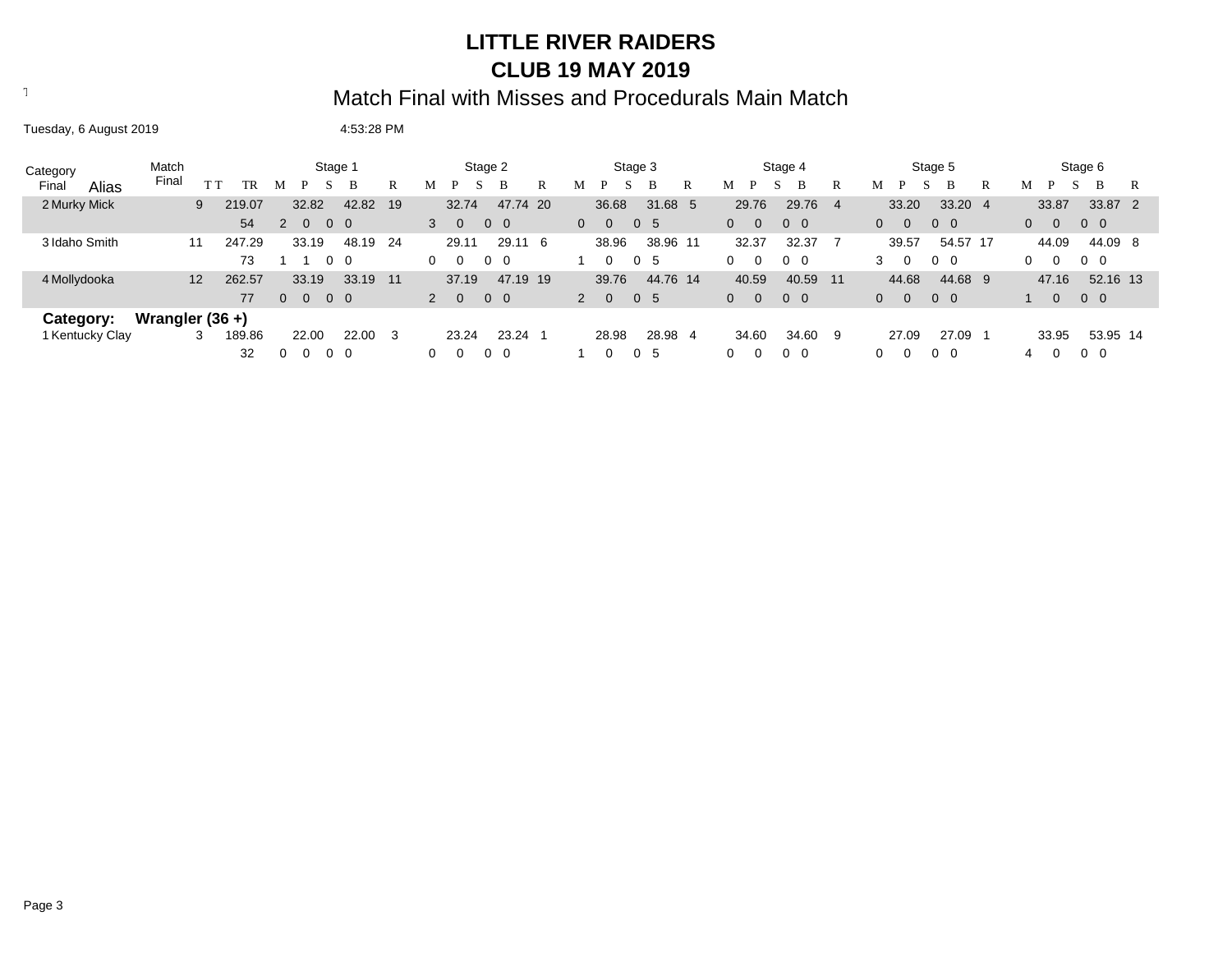# LITTLE RIVER RAIDERS

## CLUB 19 MAY 2019

### Match Final with Misses and Procedurals Main Match

Tuesday, 6 August 2019 4:53:28 PM

| Category Final | Alias | Match Final | TT / TR | Stage 1 M | P | S | B | R | Stage 2 M | P | S | B | R | Stage 3 M | P | S | B | R | Stage 4 M | P | S | B | R | Stage 5 M | P | S | B | R | Stage 6 M | P | S | B | R |
|---|---|---|---|---|---|---|---|---|---|---|---|---|---|---|---|---|---|---|---|---|---|---|---|---|---|---|---|---|---|---|---|---|---|
| 2 | Murky Mick | 9 | 219.07 | | 32.82 | | 42.82 | 19 | | 32.74 | | 47.74 | 20 | | 36.68 | | 31.68 | 5 | | 29.76 | | 29.76 | 4 | | 33.20 | | 33.20 | 4 | | 33.87 | | 33.87 | 2 |
| | | | 54 | 2 | 0 | 0 | 0 | | 3 | 0 | 0 | 0 | | 0 | 0 | 0 | 5 | | 0 | 0 | 0 | 0 | | 0 | 0 | 0 | 0 | | 0 | 0 | 0 | 0 | |
| 3 | Idaho Smith | 11 | 247.29 | | 33.19 | | 48.19 | 24 | | 29.11 | | 29.11 | 6 | | 38.96 | | 38.96 | 11 | | 32.37 | | 32.37 | 7 | | 39.57 | | 54.57 | 17 | | 44.09 | | 44.09 | 8 |
| | | | 73 | 1 | 1 | 0 | 0 | | 0 | 0 | 0 | 0 | | 1 | 0 | 0 | 5 | | 0 | 0 | 0 | 0 | | 3 | 0 | 0 | 0 | | 0 | 0 | 0 | 0 | |
| 4 | Mollydooka | 12 | 262.57 | | 33.19 | | 33.19 | 11 | | 37.19 | | 47.19 | 19 | | 39.76 | | 44.76 | 14 | | 40.59 | | 40.59 | 11 | | 44.68 | | 44.68 | 9 | | 47.16 | | 52.16 | 13 |
| | | | 77 | 0 | 0 | 0 | 0 | | 2 | 0 | 0 | 0 | | 2 | 0 | 0 | 5 | | 0 | 0 | 0 | 0 | | 0 | 0 | 0 | 0 | | 1 | 0 | 0 | 0 | |
| **Category:** | **Wrangler (36 +)** | | | | | | | | | | | | | | | | | | | | | | | | | | | | | | | | |
| 1 | Kentucky Clay | 3 | 189.86 | | 22.00 | | 22.00 | 3 | | 23.24 | | 23.24 | 1 | | 28.98 | | 28.98 | 4 | | 34.60 | | 34.60 | 9 | | 27.09 | | 27.09 | 1 | | 33.95 | | 53.95 | 14 |
| | | | 32 | 0 | 0 | 0 | 0 | | 0 | 0 | 0 | 0 | | 1 | 0 | 0 | 5 | | 0 | 0 | 0 | 0 | | 0 | 0 | 0 | 0 | | 4 | 0 | 0 | 0 | |